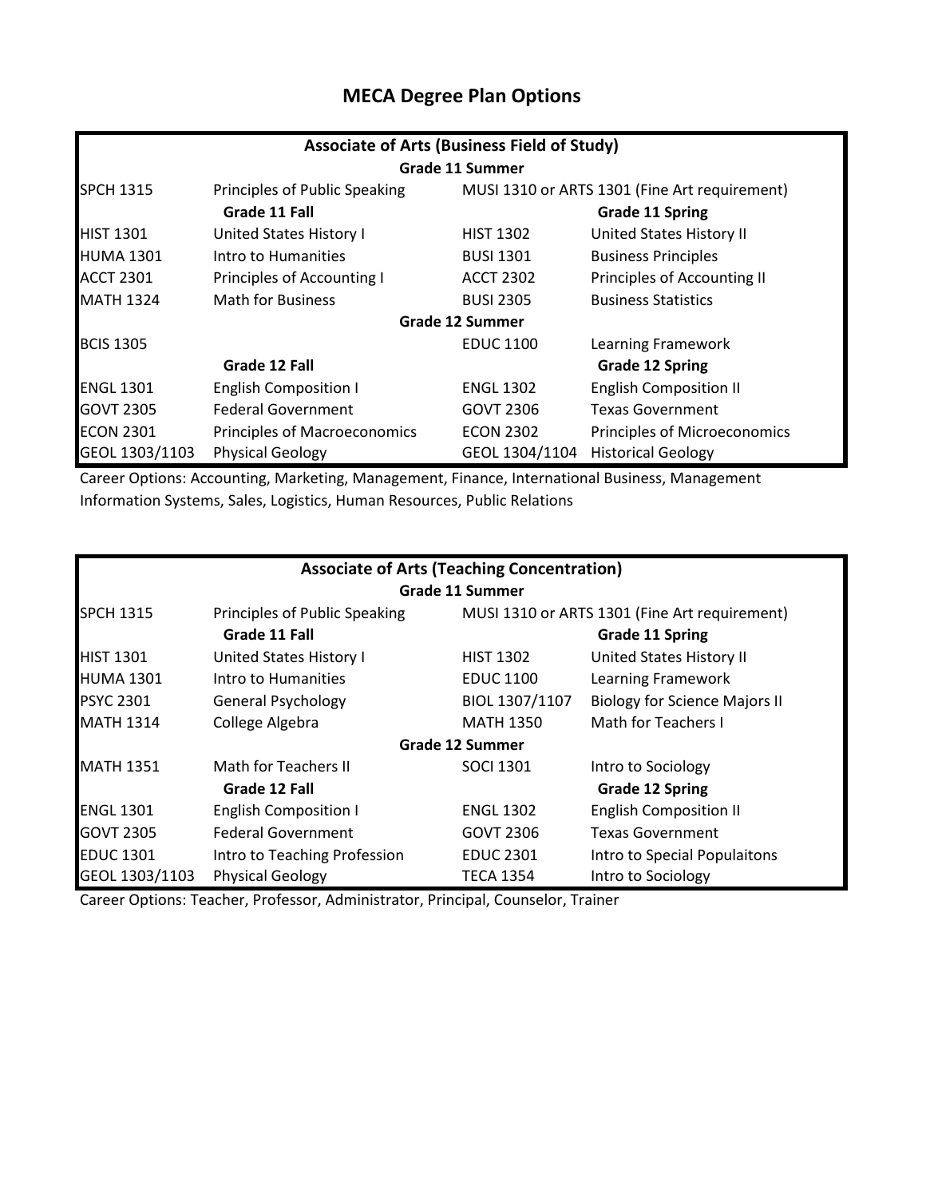# MECA Degree Plan Options

| Associate of Arts (Business Field of Study) | | | |
|---|---|---|---|
| | | **Grade 11 Summer** | |
| SPCH 1315 | Principles of Public Speaking | MUSI 1310 or ARTS 1301 (Fine Art requirement) | |
| | **Grade 11 Fall** | | **Grade 11 Spring** |
| HIST 1301 | United States History I | HIST 1302 | United States History II |
| HUMA 1301 | Intro to Humanities | BUSI 1301 | Business Principles |
| ACCT 2301 | Principles of Accounting I | ACCT 2302 | Principles of Accounting II |
| MATH 1324 | Math for Business | BUSI 2305 | Business Statistics |
| | | **Grade 12 Summer** | |
| BCIS 1305 | | EDUC 1100 | Learning Framework |
| | **Grade 12 Fall** | | **Grade 12 Spring** |
| ENGL 1301 | English Composition I | ENGL 1302 | English Composition II |
| GOVT 2305 | Federal Government | GOVT 2306 | Texas Government |
| ECON 2301 | Principles of Macroeconomics | ECON 2302 | Principles of Microeconomics |
| GEOL 1303/1103 | Physical Geology | GEOL 1304/1104 | Historical Geology |

Career Options: Accounting, Marketing, Management, Finance, International Business, Management Information Systems, Sales, Logistics, Human Resources, Public Relations

| Associate of Arts (Teaching Concentration) | | | |
|---|---|---|---|
| | | **Grade 11 Summer** | |
| SPCH 1315 | Principles of Public Speaking | MUSI 1310 or ARTS 1301 (Fine Art requirement) | |
| | **Grade 11 Fall** | | **Grade 11 Spring** |
| HIST 1301 | United States History I | HIST 1302 | United States History II |
| HUMA 1301 | Intro to Humanities | EDUC 1100 | Learning Framework |
| PSYC 2301 | General Psychology | BIOL 1307/1107 | Biology for Science Majors II |
| MATH 1314 | College Algebra | MATH 1350 | Math for Teachers I |
| | | **Grade 12 Summer** | |
| MATH 1351 | Math for Teachers II | SOCI 1301 | Intro to Sociology |
| | **Grade 12 Fall** | | **Grade 12 Spring** |
| ENGL 1301 | English Composition I | ENGL 1302 | English Composition II |
| GOVT 2305 | Federal Government | GOVT 2306 | Texas Government |
| EDUC 1301 | Intro to Teaching Profession | EDUC 2301 | Intro to Special Populaitons |
| GEOL 1303/1103 | Physical Geology | TECA 1354 | Intro to Sociology |

Career Options: Teacher, Professor, Administrator, Principal, Counselor, Trainer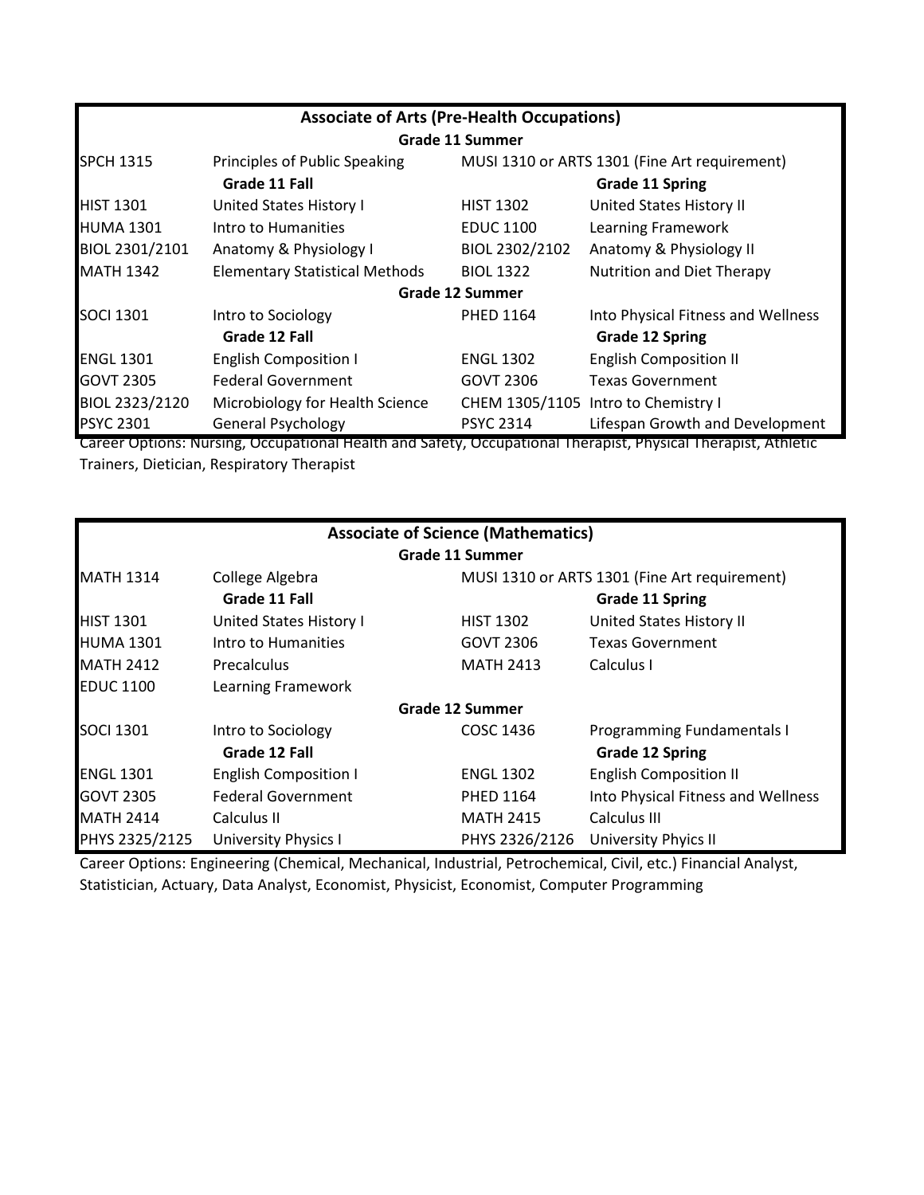| Associate of Arts (Pre-Health Occupations) | | | |
|---|---|---|---|
| **Grade 11 Summer** | | | |
| SPCH 1315 | Principles of Public Speaking | MUSI 1310 or ARTS 1301 (Fine Art requirement) | |
| | **Grade 11 Fall** | | **Grade 11 Spring** |
| HIST 1301 | United States History I | HIST 1302 | United States History II |
| HUMA 1301 | Intro to Humanities | EDUC 1100 | Learning Framework |
| BIOL 2301/2101 | Anatomy & Physiology I | BIOL 2302/2102 | Anatomy & Physiology II |
| MATH 1342 | Elementary Statistical Methods | BIOL 1322 | Nutrition and Diet Therapy |
| **Grade 12 Summer** | | | |
| SOCI 1301 | Intro to Sociology | PHED 1164 | Into Physical Fitness and Wellness |
| | **Grade 12 Fall** | | **Grade 12 Spring** |
| ENGL 1301 | English Composition I | ENGL 1302 | English Composition II |
| GOVT 2305 | Federal Government | GOVT 2306 | Texas Government |
| BIOL 2323/2120 | Microbiology for Health Science | CHEM 1305/1105 | Intro to Chemistry I |
| PSYC 2301 | General Psychology | PSYC 2314 | Lifespan Growth and Development |

Career Options: Nursing, Occupational Health and Safety, Occupational Therapist, Physical Therapist, Athletic Trainers, Dietician, Respiratory Therapist

| Associate of Science (Mathematics) | | | |
|---|---|---|---|
| **Grade 11 Summer** | | | |
| MATH 1314 | College Algebra | MUSI 1310 or ARTS 1301 (Fine Art requirement) | |
| | **Grade 11 Fall** | | **Grade 11 Spring** |
| HIST 1301 | United States History I | HIST 1302 | United States History II |
| HUMA 1301 | Intro to Humanities | GOVT 2306 | Texas Government |
| MATH 2412 | Precalculus | MATH 2413 | Calculus I |
| EDUC 1100 | Learning Framework | | |
| **Grade 12 Summer** | | | |
| SOCI 1301 | Intro to Sociology | COSC 1436 | Programming Fundamentals I |
| | **Grade 12 Fall** | | **Grade 12 Spring** |
| ENGL 1301 | English Composition I | ENGL 1302 | English Composition II |
| GOVT 2305 | Federal Government | PHED 1164 | Into Physical Fitness and Wellness |
| MATH 2414 | Calculus II | MATH 2415 | Calculus III |
| PHYS 2325/2125 | University Physics I | PHYS 2326/2126 | University Phyics II |

Career Options: Engineering (Chemical, Mechanical, Industrial, Petrochemical, Civil, etc.) Financial Analyst, Statistician, Actuary, Data Analyst, Economist, Physicist, Economist, Computer Programming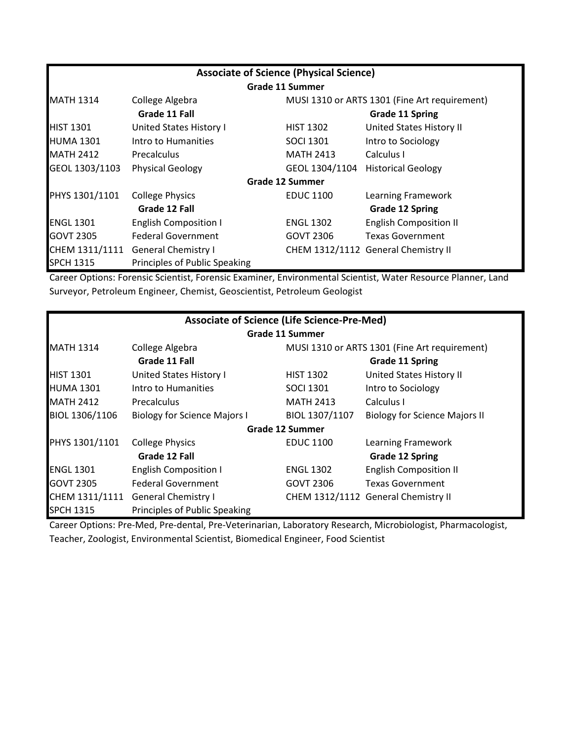| Associate of Science (Physical Science) | | | |
|---|---|---|---|
| | | **Grade 11 Summer** | |
| MATH 1314 | College Algebra | MUSI 1310 or ARTS 1301 (Fine Art requirement) | |
| | **Grade 11 Fall** | | **Grade 11 Spring** |
| HIST 1301 | United States History I | HIST 1302 | United States History II |
| HUMA 1301 | Intro to Humanities | SOCI 1301 | Intro to Sociology |
| MATH 2412 | Precalculus | MATH 2413 | Calculus I |
| GEOL 1303/1103 | Physical Geology | GEOL 1304/1104 | Historical Geology |
| | | **Grade 12 Summer** | |
| PHYS 1301/1101 | College Physics | EDUC 1100 | Learning Framework |
| | **Grade 12 Fall** | | **Grade 12 Spring** |
| ENGL 1301 | English Composition I | ENGL 1302 | English Composition II |
| GOVT 2305 | Federal Government | GOVT 2306 | Texas Government |
| CHEM 1311/1111 | General Chemistry I | CHEM 1312/1112 | General Chemistry II |
| SPCH 1315 | Principles of Public Speaking | | |

Career Options: Forensic Scientist, Forensic Examiner, Environmental Scientist, Water Resource Planner, Land Surveyor, Petroleum Engineer, Chemist, Geoscientist, Petroleum Geologist

| Associate of Science (Life Science-Pre-Med) | | | |
|---|---|---|---|
| | | **Grade 11 Summer** | |
| MATH 1314 | College Algebra | MUSI 1310 or ARTS 1301 (Fine Art requirement) | |
| | **Grade 11 Fall** | | **Grade 11 Spring** |
| HIST 1301 | United States History I | HIST 1302 | United States History II |
| HUMA 1301 | Intro to Humanities | SOCI 1301 | Intro to Sociology |
| MATH 2412 | Precalculus | MATH 2413 | Calculus I |
| BIOL 1306/1106 | Biology for Science Majors I | BIOL 1307/1107 | Biology for Science Majors II |
| | | **Grade 12 Summer** | |
| PHYS 1301/1101 | College Physics | EDUC 1100 | Learning Framework |
| | **Grade 12 Fall** | | **Grade 12 Spring** |
| ENGL 1301 | English Composition I | ENGL 1302 | English Composition II |
| GOVT 2305 | Federal Government | GOVT 2306 | Texas Government |
| CHEM 1311/1111 | General Chemistry I | CHEM 1312/1112 | General Chemistry II |
| SPCH 1315 | Principles of Public Speaking | | |

Career Options: Pre-Med, Pre-dental, Pre-Veterinarian, Laboratory Research, Microbiologist, Pharmacologist, Teacher, Zoologist, Environmental Scientist, Biomedical Engineer, Food Scientist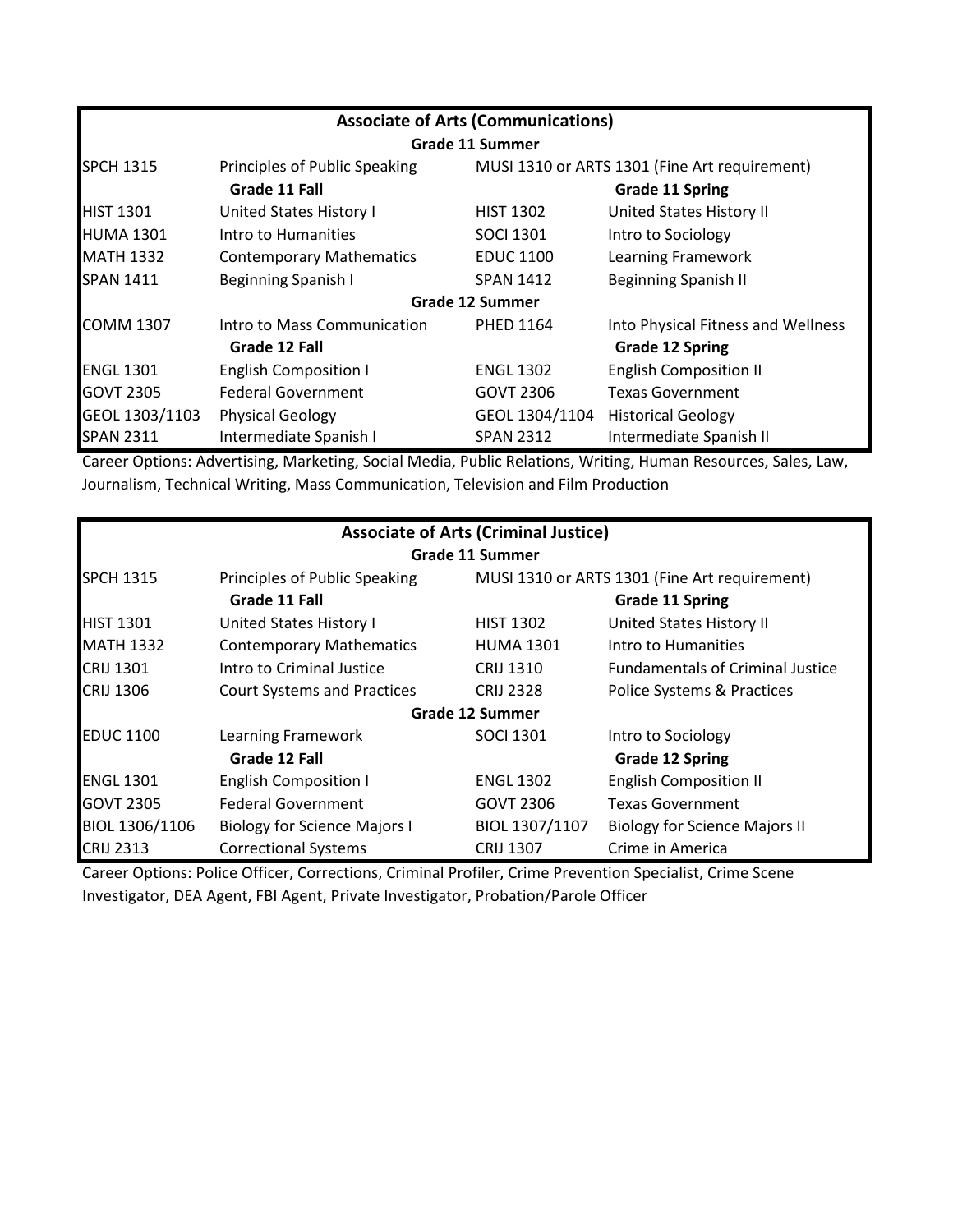| Associate of Arts (Communications) | | | |
|---|---|---|---|
| **Grade 11 Summer** | | | |
| SPCH 1315 | Principles of Public Speaking | MUSI 1310 or ARTS 1301 (Fine Art requirement) | |
| | **Grade 11 Fall** | | **Grade 11 Spring** |
| HIST 1301 | United States History I | HIST 1302 | United States History II |
| HUMA 1301 | Intro to Humanities | SOCI 1301 | Intro to Sociology |
| MATH 1332 | Contemporary Mathematics | EDUC 1100 | Learning Framework |
| SPAN 1411 | Beginning Spanish I | SPAN 1412 | Beginning Spanish II |
| **Grade 12 Summer** | | | |
| COMM 1307 | Intro to Mass Communication | PHED 1164 | Into Physical Fitness and Wellness |
| | **Grade 12 Fall** | | **Grade 12 Spring** |
| ENGL 1301 | English Composition I | ENGL 1302 | English Composition II |
| GOVT 2305 | Federal Government | GOVT 2306 | Texas Government |
| GEOL 1303/1103 | Physical Geology | GEOL 1304/1104 | Historical Geology |
| SPAN 2311 | Intermediate Spanish I | SPAN 2312 | Intermediate Spanish II |

Career Options: Advertising, Marketing, Social Media, Public Relations, Writing, Human Resources, Sales, Law, Journalism, Technical Writing, Mass Communication, Television and Film Production

| Associate of Arts (Criminal Justice) | | | |
|---|---|---|---|
| **Grade 11 Summer** | | | |
| SPCH 1315 | Principles of Public Speaking | MUSI 1310 or ARTS 1301 (Fine Art requirement) | |
| | **Grade 11 Fall** | | **Grade 11 Spring** |
| HIST 1301 | United States History I | HIST 1302 | United States History II |
| MATH 1332 | Contemporary Mathematics | HUMA 1301 | Intro to Humanities |
| CRIJ 1301 | Intro to Criminal Justice | CRIJ 1310 | Fundamentals of Criminal Justice |
| CRIJ 1306 | Court Systems and Practices | CRIJ 2328 | Police Systems & Practices |
| **Grade 12 Summer** | | | |
| EDUC 1100 | Learning Framework | SOCI 1301 | Intro to Sociology |
| | **Grade 12 Fall** | | **Grade 12 Spring** |
| ENGL 1301 | English Composition I | ENGL 1302 | English Composition II |
| GOVT 2305 | Federal Government | GOVT 2306 | Texas Government |
| BIOL 1306/1106 | Biology for Science Majors I | BIOL 1307/1107 | Biology for Science Majors II |
| CRIJ 2313 | Correctional Systems | CRIJ 1307 | Crime in America |

Career Options: Police Officer, Corrections, Criminal Profiler, Crime Prevention Specialist, Crime Scene Investigator, DEA Agent, FBI Agent, Private Investigator, Probation/Parole Officer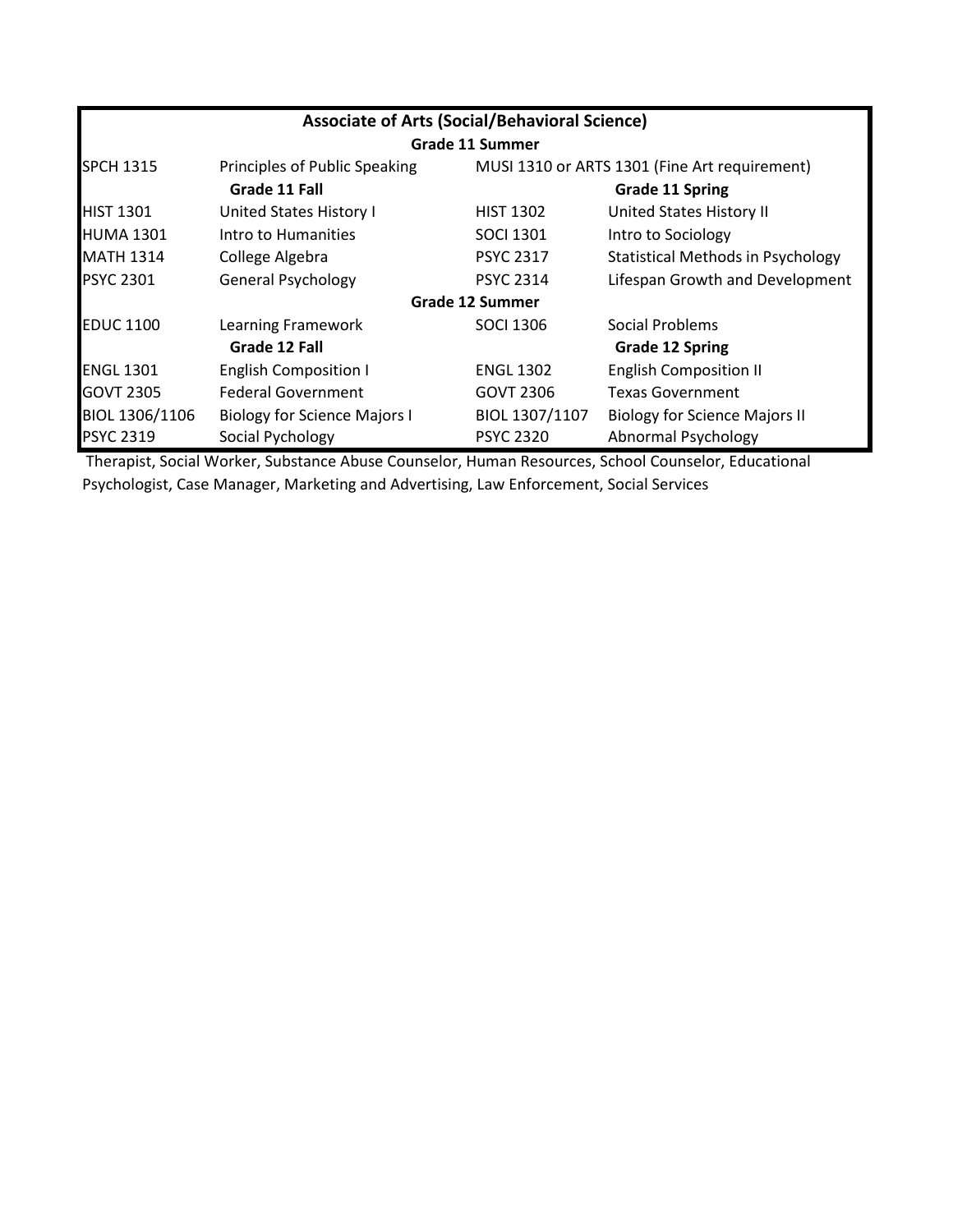| | | | |
|---|---|---|---|
| **Associate of Arts (Social/Behavioral Science)** | | | |
| **Grade 11 Summer** | | | |
| SPCH 1315 | Principles of Public Speaking | MUSI 1310 or ARTS 1301 (Fine Art requirement) | |
| | **Grade 11 Fall** | | **Grade 11 Spring** |
| HIST 1301 | United States History I | HIST 1302 | United States History II |
| HUMA 1301 | Intro to Humanities | SOCI 1301 | Intro to Sociology |
| MATH 1314 | College Algebra | PSYC 2317 | Statistical Methods in Psychology |
| PSYC 2301 | General Psychology | PSYC 2314 | Lifespan Growth and Development |
| **Grade 12 Summer** | | | |
| EDUC 1100 | Learning Framework | SOCI 1306 | Social Problems |
| | **Grade 12 Fall** | | **Grade 12 Spring** |
| ENGL 1301 | English Composition I | ENGL 1302 | English Composition II |
| GOVT 2305 | Federal Government | GOVT 2306 | Texas Government |
| BIOL 1306/1106 | Biology for Science Majors I | BIOL 1307/1107 | Biology for Science Majors II |
| PSYC 2319 | Social Pychology | PSYC 2320 | Abnormal Psychology |

Therapist, Social Worker, Substance Abuse Counselor, Human Resources, School Counselor, Educational Psychologist, Case Manager, Marketing and Advertising, Law Enforcement, Social Services